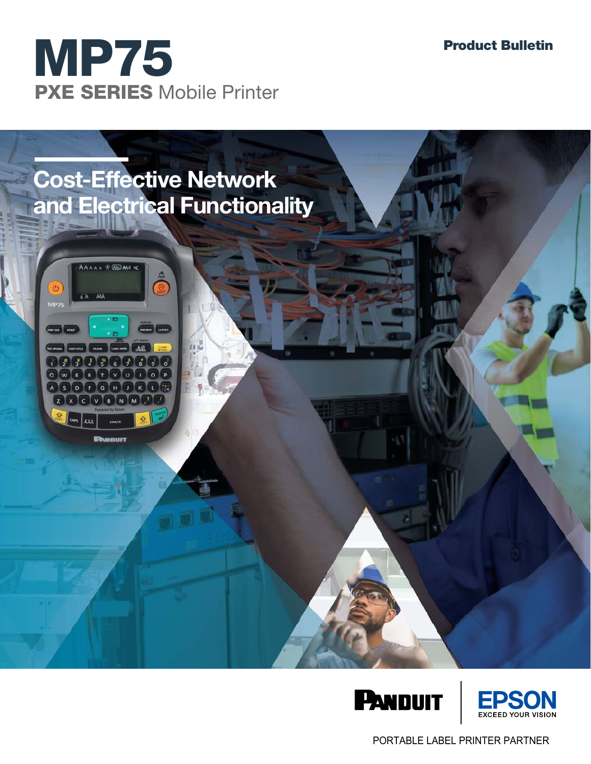Product Bulletin

# MP75

## PXE SERIES Mobile Printer

## Cost-Effective Network and Electrical Functionality

PANDUIT | EPSON EXCEED YOUR VISION

PORTABLE LABEL PRINTER PARTNER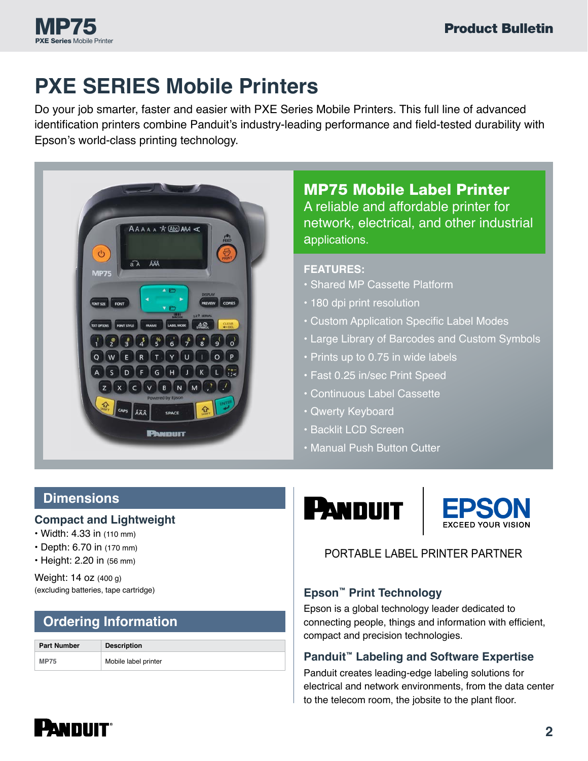# PXE SERIES Mobile Printers

Do your job smarter, faster and easier with PXE Series Mobile Printers. This full line of advanced identification printers combine Panduit's industry-leading performance and field-tested durability with Epson's world-class printing technology.

## MP75 Mobile Label Printer

A reliable and affordable printer for network, electrical, and other industrial applications.

**FEATURES:**

- Shared MP Cassette Platform
- 180 dpi print resolution
- Custom Application Specific Label Modes
- Large Library of Barcodes and Custom Symbols
- Prints up to 0.75 in wide labels
- Fast 0.25 in/sec Print Speed
- Continuous Label Cassette
- Qwerty Keyboard
- Backlit LCD Screen
- Manual Push Button Cutter

## Dimensions

### Compact and Lightweight

- Width: 4.33 in (110 mm)
- Depth: 6.70 in (170 mm)
- Height: 2.20 in (56 mm)

Weight: 14 oz (400 g)
(excluding batteries, tape cartridge)

## Ordering Information

| Part Number | Description |
|---|---|
| MP75 | Mobile label printer |

PANDUIT | EPSON EXCEED YOUR VISION

PORTABLE LABEL PRINTER PARTNER

### Epson™ Print Technology

Epson is a global technology leader dedicated to connecting people, things and information with efficient, compact and precision technologies.

### Panduit™ Labeling and Software Expertise

Panduit creates leading-edge labeling solutions for electrical and network environments, from the data center to the telecom room, the jobsite to the plant floor.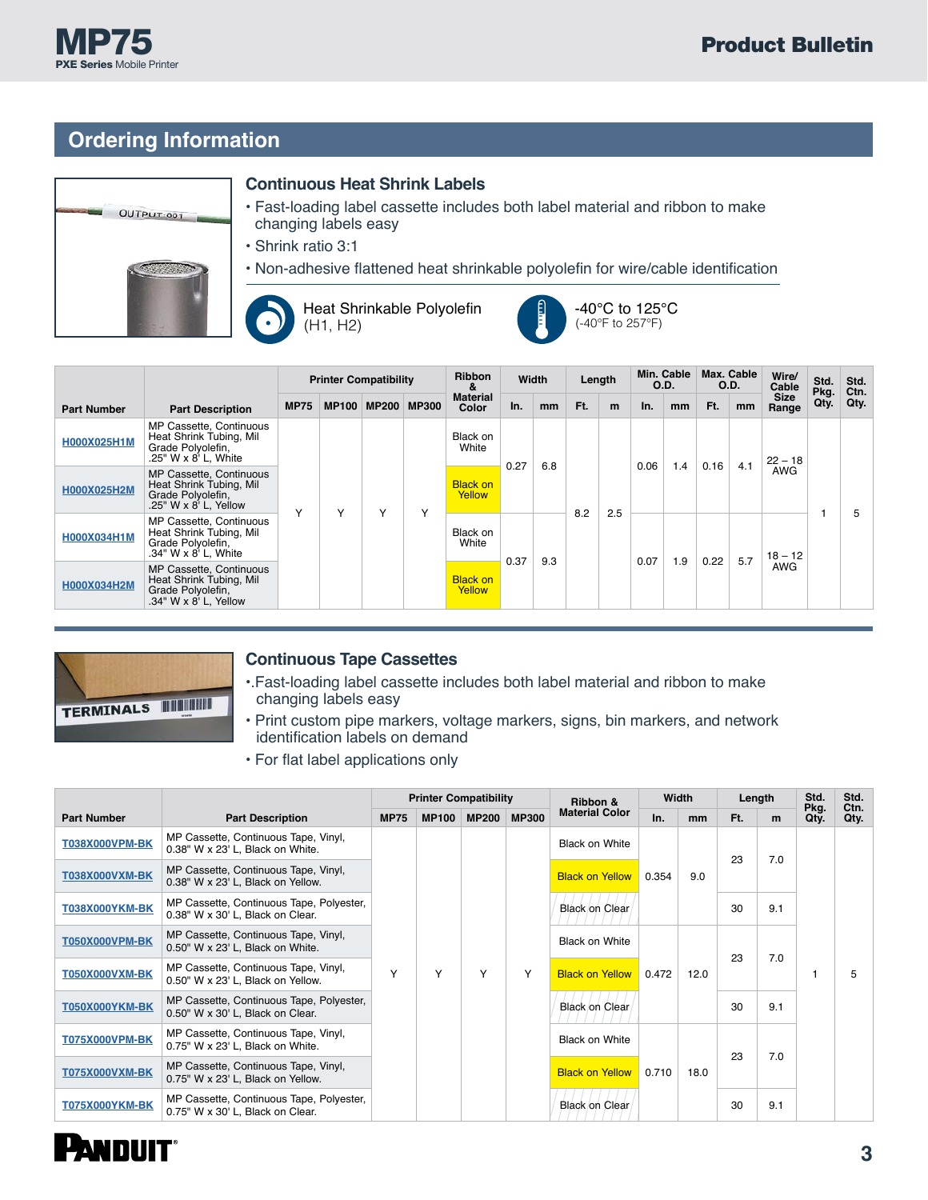## Ordering Information

### Continuous Heat Shrink Labels

- Fast-loading label cassette includes both label material and ribbon to make changing labels easy
- Shrink ratio 3:1
- Non-adhesive flattened heat shrinkable polyolefin for wire/cable identification

Heat Shrinkable Polyolefin (H1, H2)

-40°C to 125°C (-40°F to 257°F)

| Part Number | Part Description | Printer Compatibility | | | | Ribbon & Material Color | Width | | Length | | Min. Cable O.D. | | Max. Cable O.D. | | Wire/ Cable Size Range | Std. Pkg. Qty. | Std. Ctn. Qty. |
|---|---|---|---|---|---|---|---|---|---|---|---|---|---|---|---|---|---|
| | | MP75 | MP100 | MP200 | MP300 | | In. | mm | Ft. | m | In. | mm | In. | mm | | | |
| H000X025H1M | MP Cassette, Continuous Heat Shrink Tubing, Mil Grade Polyolefin, .25" W x 8' L, White | Y | Y | Y | Y | Black on White | 0.27 | 6.8 | 8.2 | 2.5 | 0.06 | 1.4 | 0.16 | 4.1 | 22 – 18 AWG | 1 | 5 |
| H000X025H2M | MP Cassette, Continuous Heat Shrink Tubing, Mil Grade Polyolefin, .25" W x 8' L, Yellow | Y | Y | Y | Y | Black on Yellow | 0.27 | 6.8 | 8.2 | 2.5 | 0.06 | 1.4 | 0.16 | 4.1 | 22 – 18 AWG | 1 | 5 |
| H000X034H1M | MP Cassette, Continuous Heat Shrink Tubing, Mil Grade Polyolefin, .34" W x 8' L, White | Y | Y | Y | Y | Black on White | 0.37 | 9.3 | 8.2 | 2.5 | 0.07 | 1.9 | 0.22 | 5.7 | 18 – 12 AWG | 1 | 5 |
| H000X034H2M | MP Cassette, Continuous Heat Shrink Tubing, Mil Grade Polyolefin, .34" W x 8' L, Yellow | Y | Y | Y | Y | Black on Yellow | 0.37 | 9.3 | 8.2 | 2.5 | 0.07 | 1.9 | 0.22 | 5.7 | 18 – 12 AWG | 1 | 5 |

### Continuous Tape Cassettes

- .Fast-loading label cassette includes both label material and ribbon to make changing labels easy
- Print custom pipe markers, voltage markers, signs, bin markers, and network identification labels on demand
- For flat label applications only

| Part Number | Part Description | Printer Compatibility | | | | Ribbon & Material Color | Width | | Length | | Std. Pkg. Qty. | Std. Ctn. Qty. |
|---|---|---|---|---|---|---|---|---|---|---|---|---|
| | | MP75 | MP100 | MP200 | MP300 | | In. | mm | Ft. | m | | |
| T038X000VPM-BK | MP Cassette, Continuous Tape, Vinyl, 0.38" W x 23' L, Black on White. | Y | Y | Y | Y | Black on White | 0.354 | 9.0 | 23 | 7.0 | 1 | 5 |
| T038X000VXM-BK | MP Cassette, Continuous Tape, Vinyl, 0.38" W x 23' L, Black on Yellow. | Y | Y | Y | Y | Black on Yellow | 0.354 | 9.0 | 23 | 7.0 | 1 | 5 |
| T038X000YKM-BK | MP Cassette, Continuous Tape, Polyester, 0.38" W x 30' L, Black on Clear. | Y | Y | Y | Y | Black on Clear | 0.354 | 9.0 | 30 | 9.1 | 1 | 5 |
| T050X000VPM-BK | MP Cassette, Continuous Tape, Vinyl, 0.50" W x 23' L, Black on White. | Y | Y | Y | Y | Black on White | 0.472 | 12.0 | 23 | 7.0 | 1 | 5 |
| T050X000VXM-BK | MP Cassette, Continuous Tape, Vinyl, 0.50" W x 23' L, Black on Yellow. | Y | Y | Y | Y | Black on Yellow | 0.472 | 12.0 | 23 | 7.0 | 1 | 5 |
| T050X000YKM-BK | MP Cassette, Continuous Tape, Polyester, 0.50" W x 30' L, Black on Clear. | Y | Y | Y | Y | Black on Clear | 0.472 | 12.0 | 30 | 9.1 | 1 | 5 |
| T075X000VPM-BK | MP Cassette, Continuous Tape, Vinyl, 0.75" W x 23' L, Black on White. | Y | Y | Y | Y | Black on White | 0.710 | 18.0 | 23 | 7.0 | 1 | 5 |
| T075X000VXM-BK | MP Cassette, Continuous Tape, Vinyl, 0.75" W x 23' L, Black on Yellow. | Y | Y | Y | Y | Black on Yellow | 0.710 | 18.0 | 23 | 7.0 | 1 | 5 |
| T075X000YKM-BK | MP Cassette, Continuous Tape, Polyester, 0.75" W x 30' L, Black on Clear. | Y | Y | Y | Y | Black on Clear | 0.710 | 18.0 | 30 | 9.1 | 1 | 5 |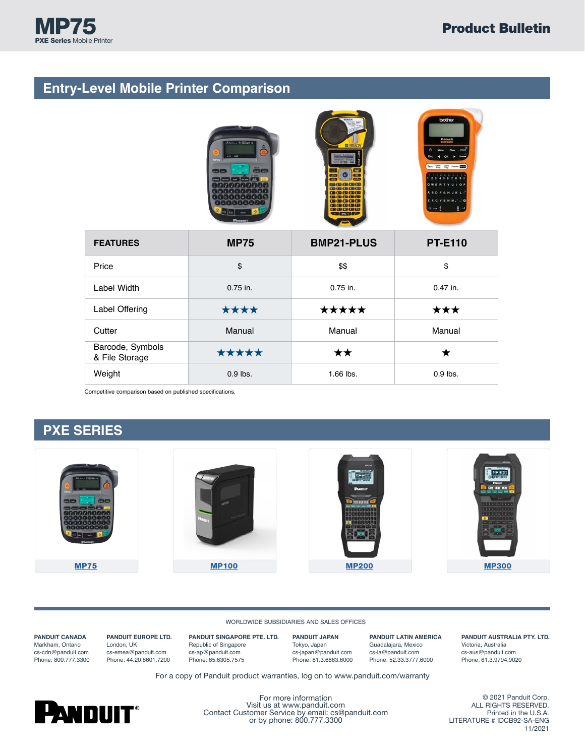## Entry-Level Mobile Printer Comparison

| FEATURES | MP75 | BMP21-PLUS | PT-E110 |
|---|---|---|---|
| Price | $ | $$ | $ |
| Label Width | 0.75 in. | 0.75 in. | 0.47 in. |
| Label Offering | ★★★★ | ★★★★★ | ★★★ |
| Cutter | Manual | Manual | Manual |
| Barcode, Symbols & File Storage | ★★★★★ | ★★ | ★ |
| Weight | 0.9 lbs. | 1.66 lbs. | 0.9 lbs. |

Competitive comparison based on published specifications.

## PXE SERIES

MP75

MP100

MP200

MP300

WORLDWIDE SUBSIDIARIES AND SALES OFFICES

**PANDUIT CANADA**
Markham, Ontario
cs-cdn@panduit.com
Phone: 800.777.3300

**PANDUIT EUROPE LTD.**
London, UK
cs-emea@panduit.com
Phone: 44.20.8601.7200

**PANDUIT SINGAPORE PTE. LTD.**
Republic of Singapore
cs-ap@panduit.com
Phone: 65.6305.7575

**PANDUIT JAPAN**
Tokyo, Japan
cs-japan@panduit.com
Phone: 81.3.6863.6000

**PANDUIT LATIN AMERICA**
Guadalajara, Mexico
cs-la@panduit.com
Phone: 52.33.3777.6000

**PANDUIT AUSTRALIA PTY. LTD.**
Victoria, Australia
cs-aus@panduit.com
Phone: 61.3.9794.9020

For a copy of Panduit product warranties, log on to www.panduit.com/warranty

PANDUIT®

For more information
Visit us at www.panduit.com
Contact Customer Service by email: cs@panduit.com
or by phone: 800.777.3300

© 2021 Panduit Corp.
ALL RIGHTS RESERVED.
Printed in the U.S.A.
LITERATURE # IDCB92-SA-ENG
11/2021